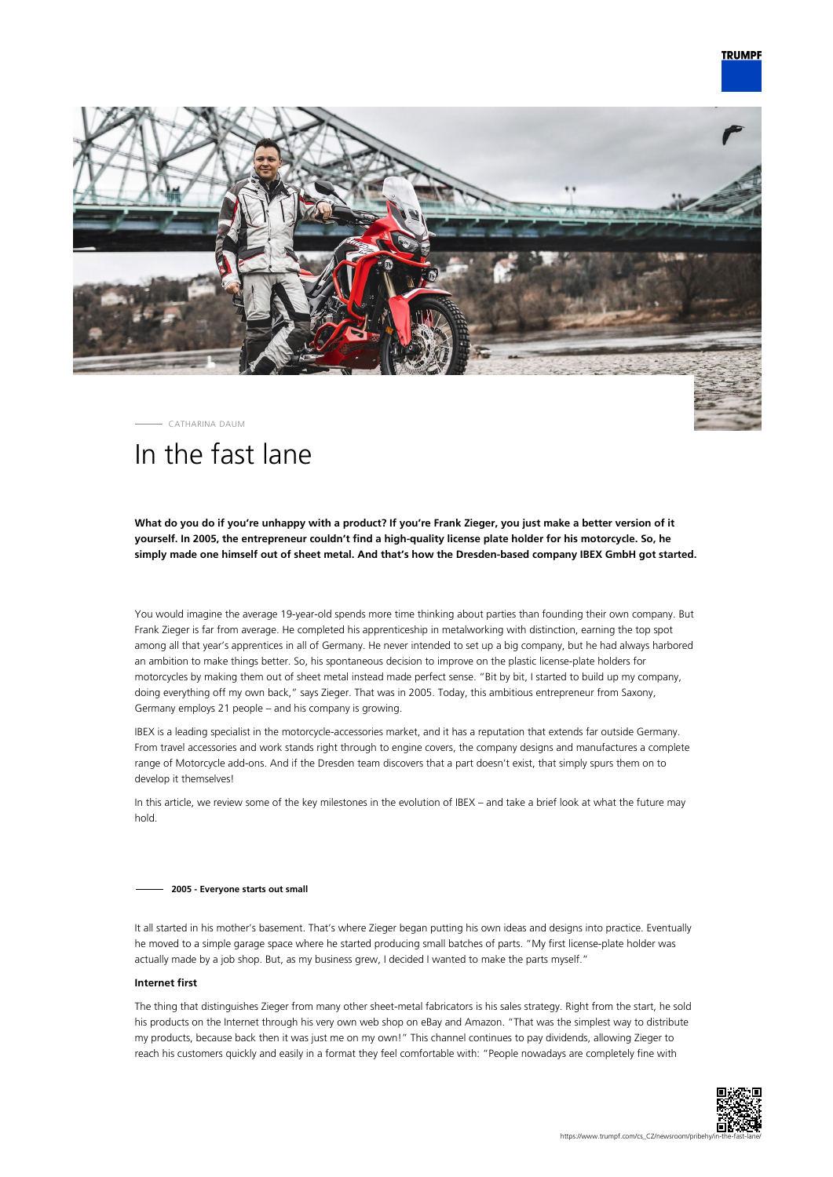CATHARINA DAUM

# In the fast lane

**What do you do if you're unhappy with a product? If you're Frank Zieger, you just make a better version of it yourself. In 2005, the entrepreneur couldn't find a high-quality license plate holder for his motorcycle. So, he simply made one himself out of sheet metal. And that's how the Dresden-based company IBEX GmbH got started.**

You would imagine the average 19-year-old spends more time thinking about parties than founding their own company. But Frank Zieger is far from average. He completed his apprenticeship in metalworking with distinction, earning the top spot among all that year's apprentices in all of Germany. He never intended to set up a big company, but he had always harbored an ambition to make things better. So, his spontaneous decision to improve on the plastic license-plate holders for motorcycles by making them out of sheet metal instead made perfect sense. "Bit by bit, I started to build up my company, doing everything off my own back," says Zieger. That was in 2005. Today, this ambitious entrepreneur from Saxony, Germany employs 21 people – and his company is growing.

IBEX is a leading specialist in the motorcycle-accessories market, and it has a reputation that extends far outside Germany. From travel accessories and work stands right through to engine covers, the company designs and manufactures a complete range of Motorcycle add-ons. And if the Dresden team discovers that a part doesn't exist, that simply spurs them on to develop it themselves!

In this article, we review some of the key milestones in the evolution of IBEX – and take a brief look at what the future may hold.

## 2005 - Everyone starts out small

It all started in his mother's basement. That's where Zieger began putting his own ideas and designs into practice. Eventually he moved to a simple garage space where he started producing small batches of parts. "My first license-plate holder was actually made by a job shop. But, as my business grew, I decided I wanted to make the parts myself."

### Internet first

The thing that distinguishes Zieger from many other sheet-metal fabricators is his sales strategy. Right from the start, he sold his products on the Internet through his very own web shop on eBay and Amazon. "That was the simplest way to distribute my products, because back then it was just me on my own!" This channel continues to pay dividends, allowing Zieger to reach his customers quickly and easily in a format they feel comfortable with: "People nowadays are completely fine with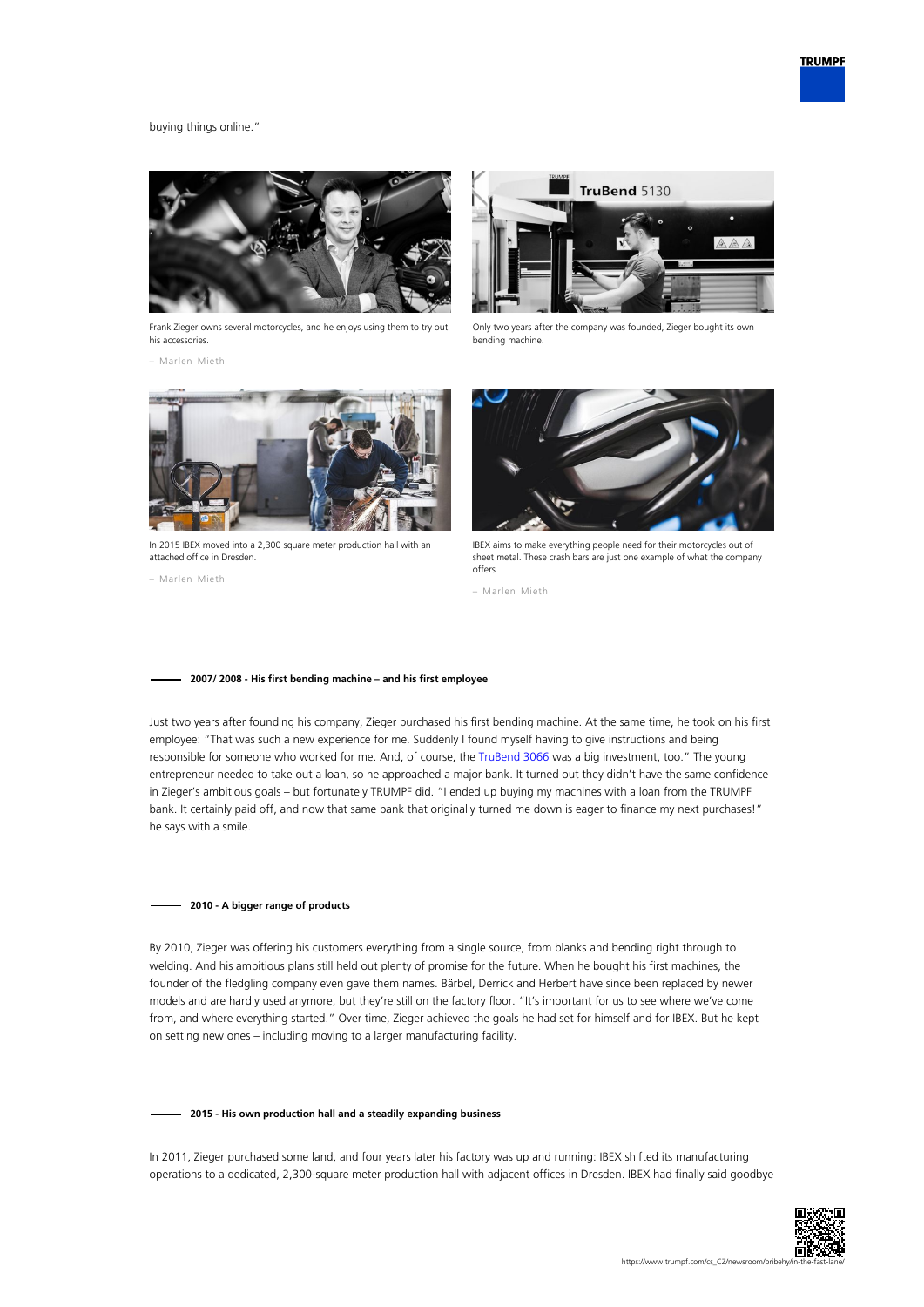buying things online."

Frank Zieger owns several motorcycles, and he enjoys using them to try out his accessories.

– Marlen Mieth

Only two years after the company was founded, Zieger bought its own bending machine.

In 2015 IBEX moved into a 2,300 square meter production hall with an attached office in Dresden.

– Marlen Mieth

IBEX aims to make everything people need for their motorcycles out of sheet metal. These crash bars are just one example of what the company offers.

– Marlen Mieth

#### 2007/ 2008 - His first bending machine – and his first employee

Just two years after founding his company, Zieger purchased his first bending machine. At the same time, he took on his first employee: "That was such a new experience for me. Suddenly I found myself having to give instructions and being responsible for someone who worked for me. And, of course, the TruBend 3066 was a big investment, too." The young entrepreneur needed to take out a loan, so he approached a major bank. It turned out they didn't have the same confidence in Zieger's ambitious goals – but fortunately TRUMPF did. "I ended up buying my machines with a loan from the TRUMPF bank. It certainly paid off, and now that same bank that originally turned me down is eager to finance my next purchases!" he says with a smile.

#### 2010 - A bigger range of products

By 2010, Zieger was offering his customers everything from a single source, from blanks and bending right through to welding. And his ambitious plans still held out plenty of promise for the future. When he bought his first machines, the founder of the fledgling company even gave them names. Bärbel, Derrick and Herbert have since been replaced by newer models and are hardly used anymore, but they're still on the factory floor. "It's important for us to see where we've come from, and where everything started." Over time, Zieger achieved the goals he had set for himself and for IBEX. But he kept on setting new ones – including moving to a larger manufacturing facility.

#### 2015 - His own production hall and a steadily expanding business

In 2011, Zieger purchased some land, and four years later his factory was up and running: IBEX shifted its manufacturing operations to a dedicated, 2,300-square meter production hall with adjacent offices in Dresden. IBEX had finally said goodbye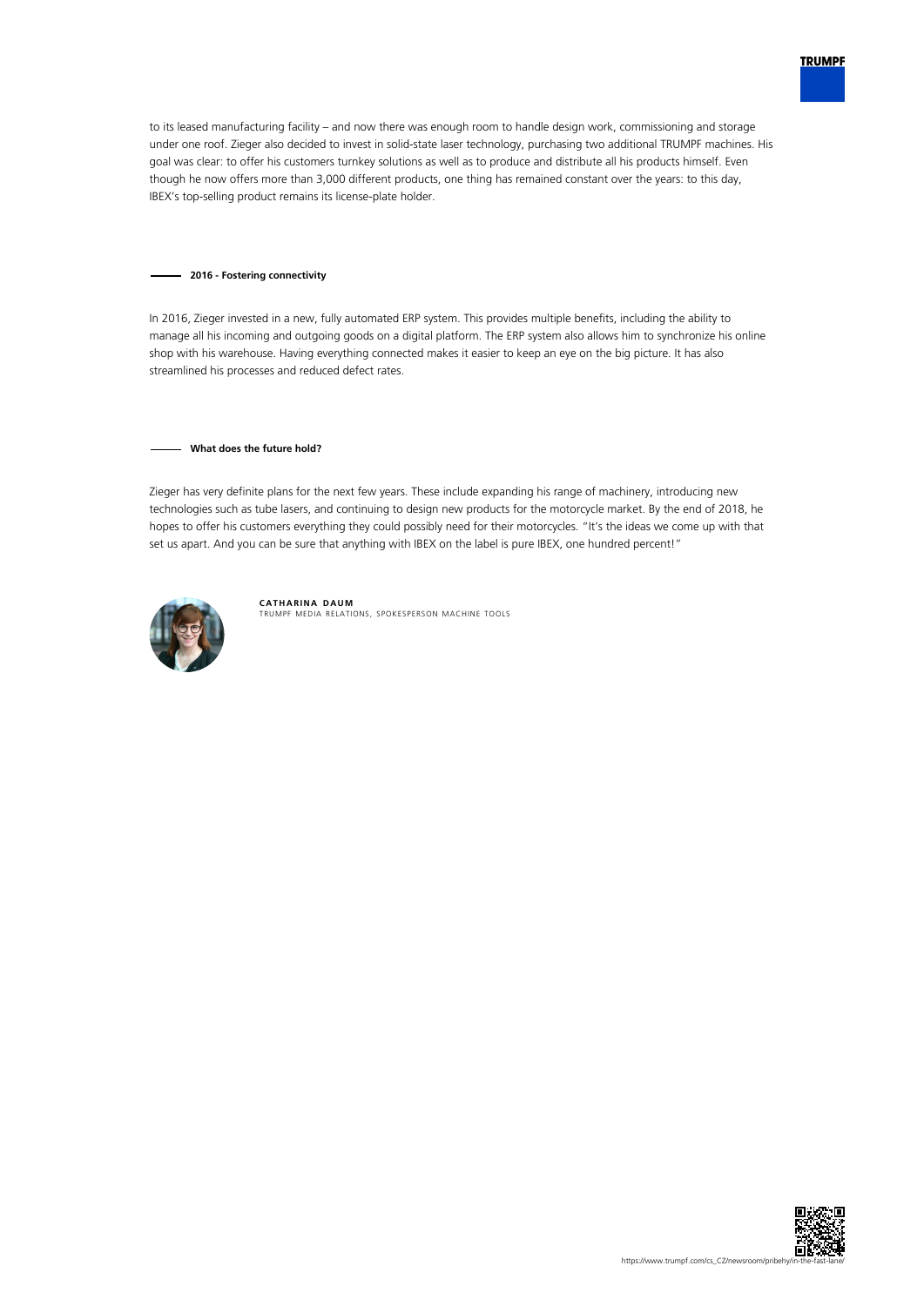to its leased manufacturing facility – and now there was enough room to handle design work, commissioning and storage under one roof. Zieger also decided to invest in solid-state laser technology, purchasing two additional TRUMPF machines. His goal was clear: to offer his customers turnkey solutions as well as to produce and distribute all his products himself. Even though he now offers more than 3,000 different products, one thing has remained constant over the years: to this day, IBEX's top-selling product remains its license-plate holder.

#### 2016 - Fostering connectivity

In 2016, Zieger invested in a new, fully automated ERP system. This provides multiple benefits, including the ability to manage all his incoming and outgoing goods on a digital platform. The ERP system also allows him to synchronize his online shop with his warehouse. Having everything connected makes it easier to keep an eye on the big picture. It has also streamlined his processes and reduced defect rates.

#### What does the future hold?

Zieger has very definite plans for the next few years. These include expanding his range of machinery, introducing new technologies such as tube lasers, and continuing to design new products for the motorcycle market. By the end of 2018, he hopes to offer his customers everything they could possibly need for their motorcycles. "It's the ideas we come up with that set us apart. And you can be sure that anything with IBEX on the label is pure IBEX, one hundred percent!"

**CATHARINA DAUM**
TRUMPF MEDIA RELATIONS, SPOKESPERSON MACHINE TOOLS